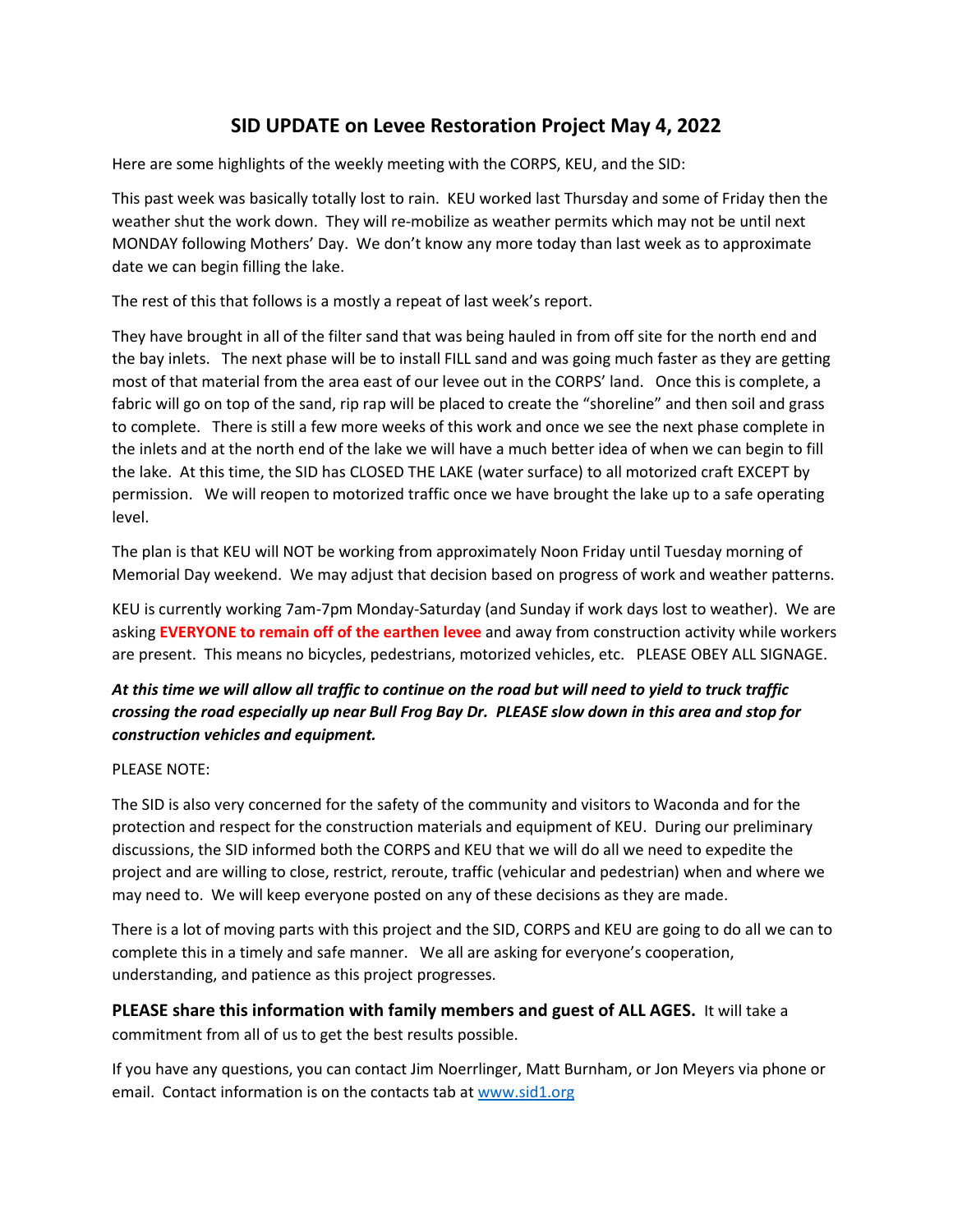# SID UPDATE on Levee Restoration Project May 4, 2022

Here are some highlights of the weekly meeting with the CORPS, KEU, and the SID:

This past week was basically totally lost to rain. KEU worked last Thursday and some of Friday then the weather shut the work down. They will re-mobilize as weather permits which may not be until next MONDAY following Mothers' Day. We don't know any more today than last week as to approximate date we can begin filling the lake.

The rest of this that follows is a mostly a repeat of last week's report.

They have brought in all of the filter sand that was being hauled in from off site for the north end and the bay inlets. The next phase will be to install FILL sand and was going much faster as they are getting most of that material from the area east of our levee out in the CORPS' land. Once this is complete, a fabric will go on top of the sand, rip rap will be placed to create the "shoreline" and then soil and grass to complete. There is still a few more weeks of this work and once we see the next phase complete in the inlets and at the north end of the lake we will have a much better idea of when we can begin to fill the lake. At this time, the SID has CLOSED THE LAKE (water surface) to all motorized craft EXCEPT by permission. We will reopen to motorized traffic once we have brought the lake up to a safe operating level.

The plan is that KEU will NOT be working from approximately Noon Friday until Tuesday morning of Memorial Day weekend. We may adjust that decision based on progress of work and weather patterns.

KEU is currently working 7am-7pm Monday-Saturday (and Sunday if work days lost to weather). We are asking **EVERYONE to remain off of the earthen levee** and away from construction activity while workers are present. This means no bicycles, pedestrians, motorized vehicles, etc. PLEASE OBEY ALL SIGNAGE.

***At this time we will allow all traffic to continue on the road but will need to yield to truck traffic crossing the road especially up near Bull Frog Bay Dr. PLEASE slow down in this area and stop for construction vehicles and equipment.***

PLEASE NOTE:

The SID is also very concerned for the safety of the community and visitors to Waconda and for the protection and respect for the construction materials and equipment of KEU. During our preliminary discussions, the SID informed both the CORPS and KEU that we will do all we need to expedite the project and are willing to close, restrict, reroute, traffic (vehicular and pedestrian) when and where we may need to. We will keep everyone posted on any of these decisions as they are made.

There is a lot of moving parts with this project and the SID, CORPS and KEU are going to do all we can to complete this in a timely and safe manner. We all are asking for everyone's cooperation, understanding, and patience as this project progresses.

**PLEASE share this information with family members and guest of ALL AGES.** It will take a commitment from all of us to get the best results possible.

If you have any questions, you can contact Jim Noerrlinger, Matt Burnham, or Jon Meyers via phone or email. Contact information is on the contacts tab at [www.sid1.org](http://www.sid1.org)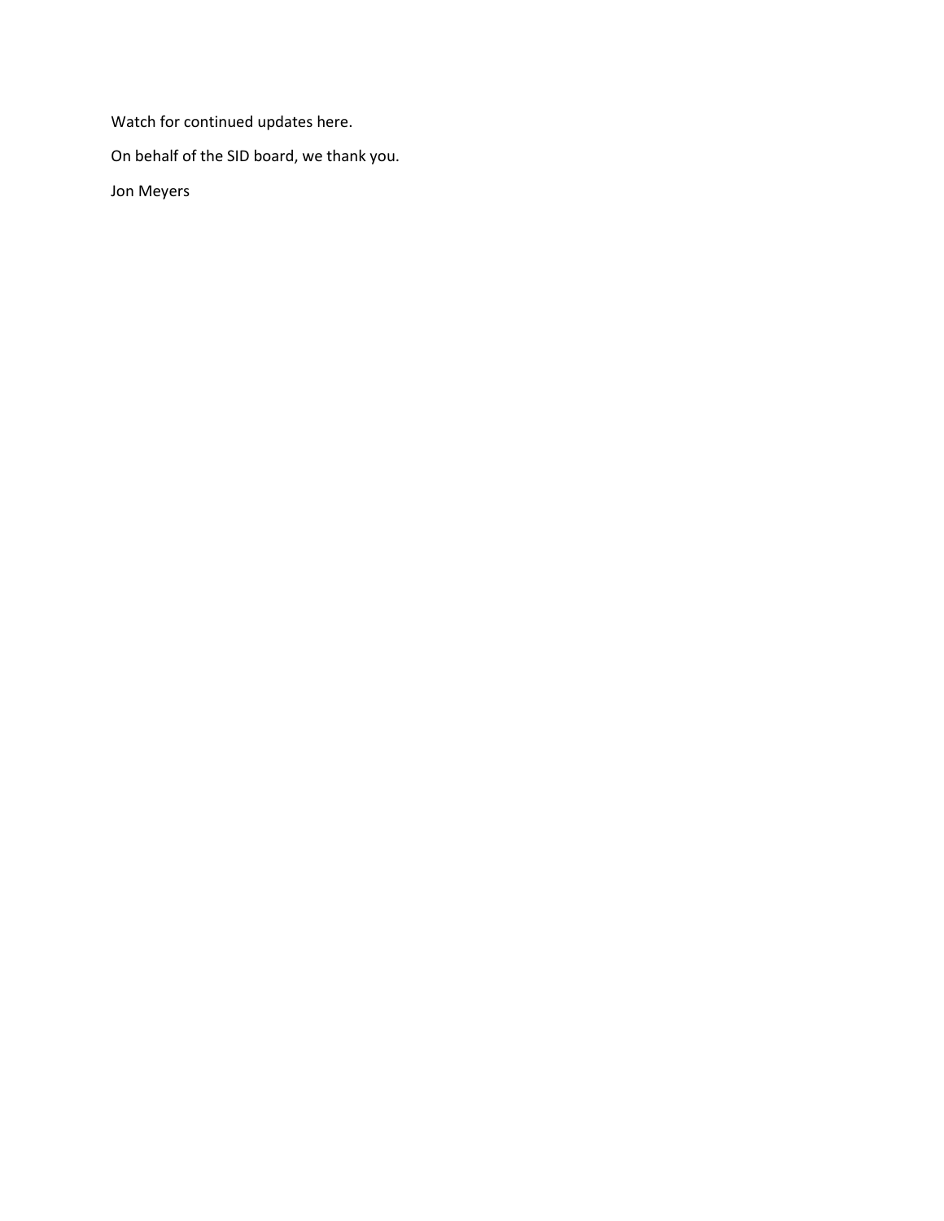Watch for continued updates here.

On behalf of the SID board, we thank you.

Jon Meyers